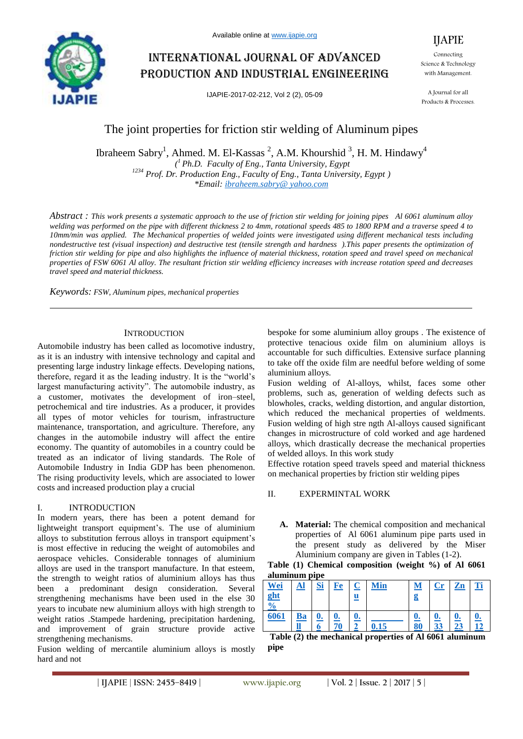# The joint properties for friction stir welding of Aluminum pipes

Ibraheem Sabry[1], Ahmed. M. El-Kassas [2], A.M. Khourshid [3], H. M. Hindawy[4]

*([1] Ph.D. Faculty of Eng., Tanta University, Egypt*
*[1234] Prof. Dr. Production Eng., Faculty of Eng., Tanta University, Egypt )*
*\*Email: ibraheem.sabry@ yahoo.com*

*Abstract :* *This work presents a systematic approach to the use of friction stir welding for joining pipes Al 6061 aluminum alloy welding was performed on the pipe with different thickness 2 to 4mm, rotational speeds 485 to 1800 RPM and a traverse speed 4 to 10mm/min was applied. The Mechanical properties of welded joints were investigated using different mechanical tests including nondestructive test (visual inspection) and destructive test (tensile strength and hardness ).This paper presents the optimization of friction stir welding for pipe and also highlights the influence of material thickness, rotation speed and travel speed on mechanical properties of FSW 6061 Al alloy. The resultant friction stir welding efficiency increases with increase rotation speed and decreases travel speed and material thickness.*

*Keywords: FSW, Aluminum pipes, mechanical properties*

---

## INTRODUCTION

Automobile industry has been called as locomotive industry, as it is an industry with intensive technology and capital and presenting large industry linkage effects. Developing nations, therefore, regard it as the leading industry. It is the "world's largest manufacturing activity". The automobile industry, as a customer, motivates the development of iron–steel, petrochemical and tire industries. As a producer, it provides all types of motor vehicles for tourism, infrastructure maintenance, transportation, and agriculture. Therefore, any changes in the automobile industry will affect the entire economy. The quantity of automobiles in a country could be treated as an indicator of living standards. The Role of Automobile Industry in India GDP has been phenomenon. The rising productivity levels, which are associated to lower costs and increased production play a crucial

## I. INTRODUCTION

In modern years, there has been a potent demand for lightweight transport equipment's. The use of aluminium alloys to substitution ferrous alloys in transport equipment's is most effective in reducing the weight of automobiles and aerospace vehicles. Considerable tonnages of aluminium alloys are used in the transport manufacture. In that esteem, the strength to weight ratios of aluminium alloys has thus been a predominant design consideration. Several strengthening mechanisms have been used in the else 30 years to incubate new aluminium alloys with high strength to weight ratios .Stampede hardening, precipitation hardening, and improvement of grain structure provide active strengthening mechanisms.

Fusion welding of mercantile aluminium alloys is mostly hard and not bespoke for some aluminium alloy groups . The existence of protective tenacious oxide film on aluminium alloys is accountable for such difficulties. Extensive surface planning to take off the oxide film are needful before welding of some aluminium alloys.

Fusion welding of Al-alloys, whilst, faces some other problems, such as, generation of welding defects such as blowholes, cracks, welding distortion, and angular distortion, which reduced the mechanical properties of weldments. Fusion welding of high stre ngth Al-alloys caused significant changes in microstructure of cold worked and age hardened alloys, which drastically decrease the mechanical properties of welded alloys. In this work study

Effective rotation speed travels speed and material thickness on mechanical properties by friction stir welding pipes

## II. EXPERMINTAL WORK

**A. Material:** The chemical composition and mechanical properties of Al 6061 aluminum pipe parts used in the present study as delivered by the Miser Aluminium company are given in Tables (1-2).

**Table (1) Chemical composition (weight %) of Al 6061 aluminum pipe**

| Weight % | Al | Si | Fe | Cu | Min | Mg | Cr | Zn | Ti |
|---|---|---|---|---|---|---|---|---|---|
| 6061 | Ball | 0.6 | 0.70 | 0.2 | 0.15 | 0.80 | 0.33 | 0.23 | 0.12 |

**Table (2) the mechanical properties of Al 6061 aluminum pipe**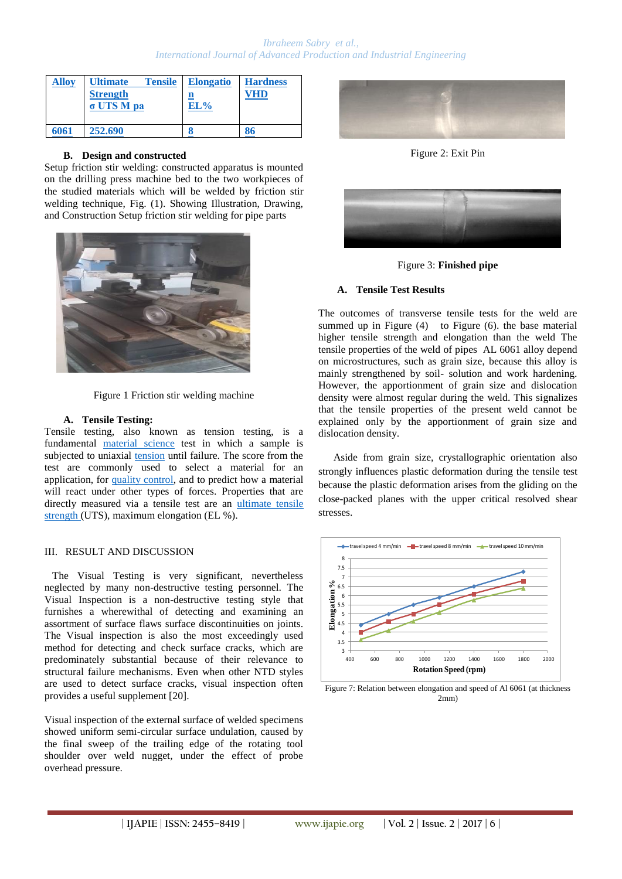| Alloy | Ultimate Tensile Strength σ UTS M pa | Elongation EL% | Hardness VHD |
|---|---|---|---|
| 6061 | 252.690 | 8 | 86 |

**B. Design and constructed**

Setup friction stir welding: constructed apparatus is mounted on the drilling press machine bed to the two workpieces of the studied materials which will be welded by friction stir welding technique, Fig. (1). Showing Illustration, Drawing, and Construction Setup friction stir welding for pipe parts

Figure 1 Friction stir welding machine

**A. Tensile Testing:**

Tensile testing, also known as tension testing, is a fundamental material science test in which a sample is subjected to uniaxial tension until failure. The score from the test are commonly used to select a material for an application, for quality control, and to predict how a material will react under other types of forces. Properties that are directly measured via a tensile test are an ultimate tensile strength (UTS), maximum elongation (EL %).

## III. RESULT AND DISCUSSION

The Visual Testing is very significant, nevertheless neglected by many non-destructive testing personnel. The Visual Inspection is a non-destructive testing style that furnishes a wherewithal of detecting and examining an assortment of surface flaws surface discontinuities on joints. The Visual inspection is also the most exceedingly used method for detecting and check surface cracks, which are predominately substantial because of their relevance to structural failure mechanisms. Even when other NTD styles are used to detect surface cracks, visual inspection often provides a useful supplement [20].

Visual inspection of the external surface of welded specimens showed uniform semi-circular surface undulation, caused by the final sweep of the trailing edge of the rotating tool shoulder over weld nugget, under the effect of probe overhead pressure.

Figure 2: Exit Pin

Figure 3: **Finished pipe**

**A. Tensile Test Results**

The outcomes of transverse tensile tests for the weld are summed up in Figure (4) to Figure (6). the base material higher tensile strength and elongation than the weld The tensile properties of the weld of pipes AL 6061 alloy depend on microstructures, such as grain size, because this alloy is mainly strengthened by soil- solution and work hardening. However, the apportionment of grain size and dislocation density were almost regular during the weld. This signalizes that the tensile properties of the present weld cannot be explained only by the apportionment of grain size and dislocation density.

Aside from grain size, crystallographic orientation also strongly influences plastic deformation during the tensile test because the plastic deformation arises from the gliding on the close-packed planes with the upper critical resolved shear stresses.

Figure 7: Relation between elongation and speed of Al 6061 (at thickness 2mm)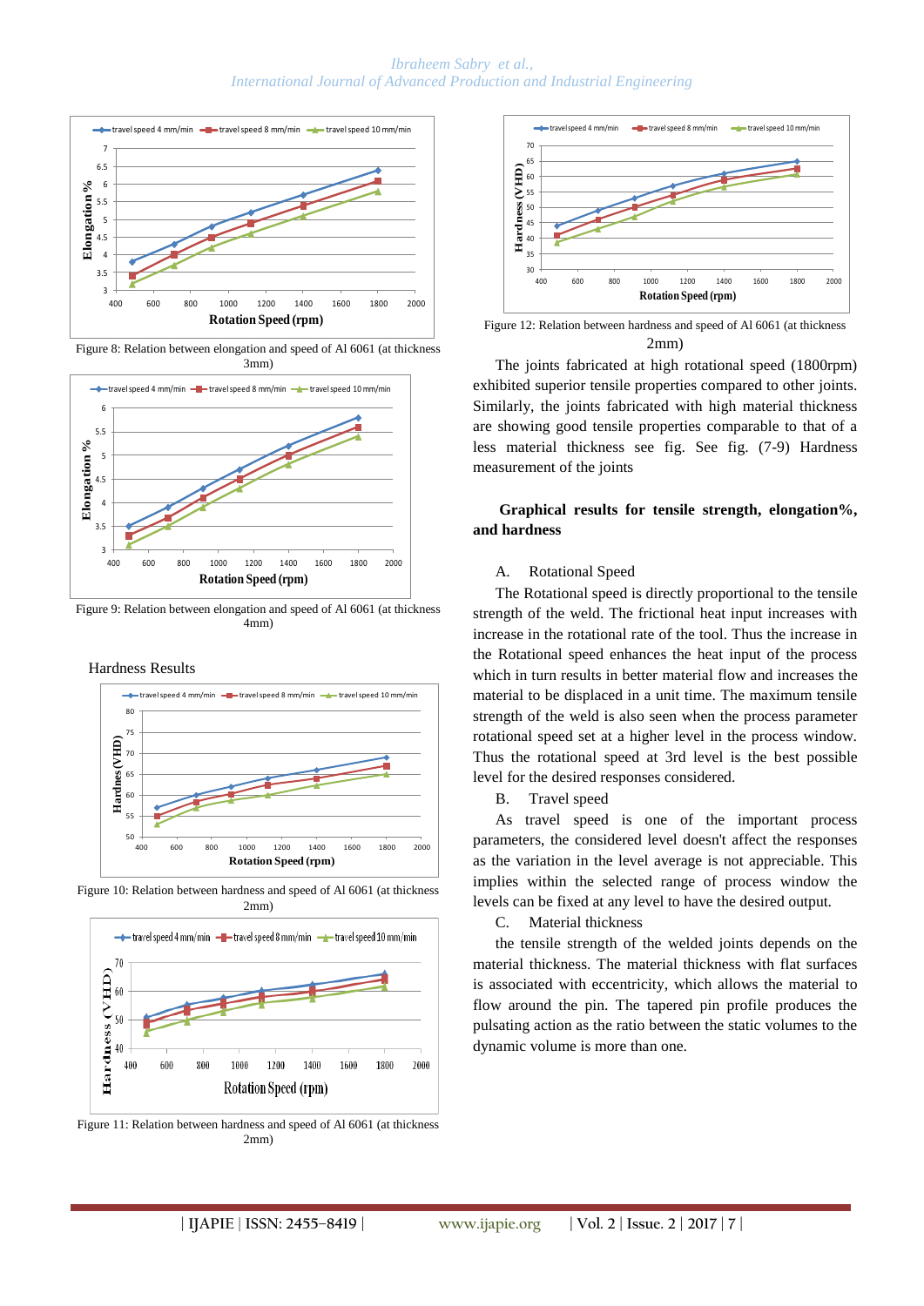Figure 8: Relation between elongation and speed of Al 6061 (at thickness 3mm)

Figure 9: Relation between elongation and speed of Al 6061 (at thickness 4mm)

Hardness Results

Figure 10: Relation between hardness and speed of Al 6061 (at thickness 2mm)

Figure 11: Relation between hardness and speed of Al 6061 (at thickness 2mm)

Figure 12: Relation between hardness and speed of Al 6061 (at thickness 2mm)

The joints fabricated at high rotational speed (1800rpm) exhibited superior tensile properties compared to other joints. Similarly, the joints fabricated with high material thickness are showing good tensile properties comparable to that of a less material thickness see fig. See fig. (7-9) Hardness measurement of the joints

**Graphical results for tensile strength, elongation%, and hardness**

A. Rotational Speed

The Rotational speed is directly proportional to the tensile strength of the weld. The frictional heat input increases with increase in the rotational rate of the tool. Thus the increase in the Rotational speed enhances the heat input of the process which in turn results in better material flow and increases the material to be displaced in a unit time. The maximum tensile strength of the weld is also seen when the process parameter rotational speed set at a higher level in the process window. Thus the rotational speed at 3rd level is the best possible level for the desired responses considered.

B. Travel speed

As travel speed is one of the important process parameters, the considered level doesn't affect the responses as the variation in the level average is not appreciable. This implies within the selected range of process window the levels can be fixed at any level to have the desired output.

C. Material thickness

the tensile strength of the welded joints depends on the material thickness. The material thickness with flat surfaces is associated with eccentricity, which allows the material to flow around the pin. The tapered pin profile produces the pulsating action as the ratio between the static volumes to the dynamic volume is more than one.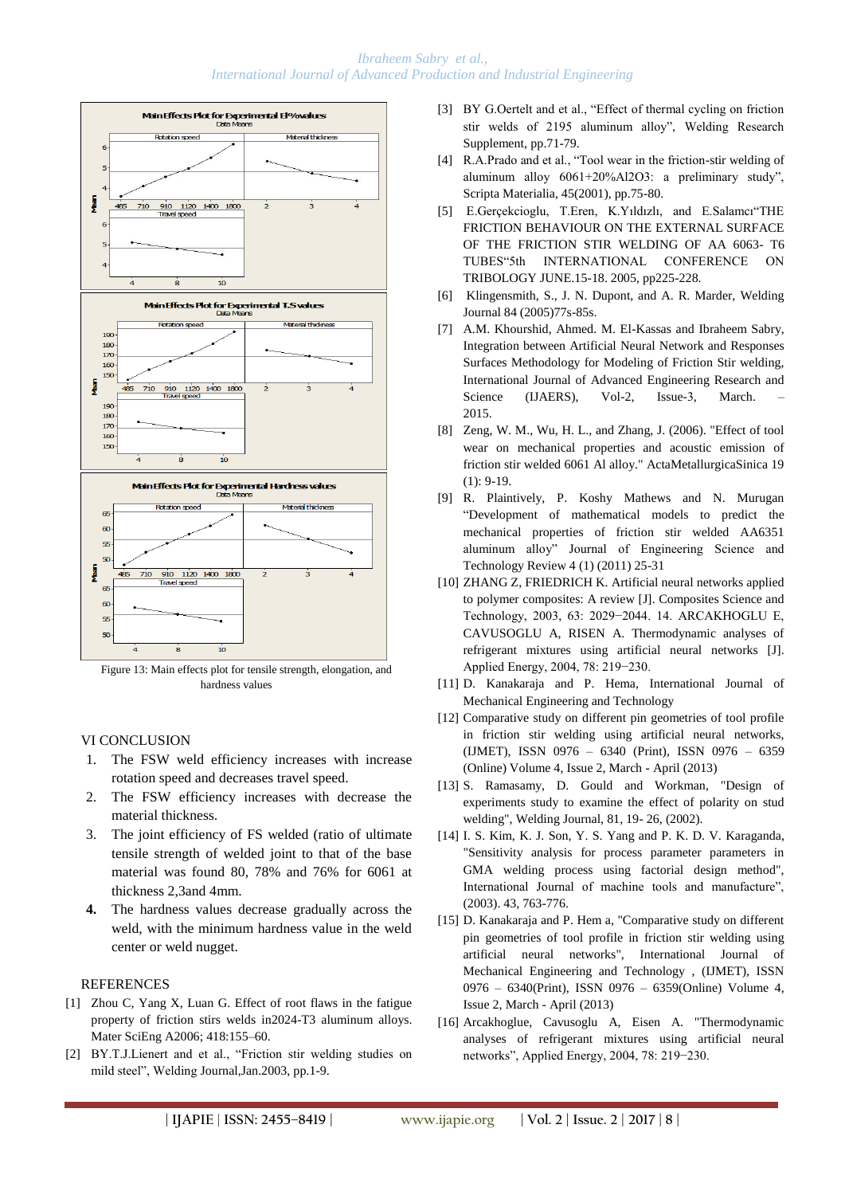Figure 13: Main effects plot for tensile strength, elongation, and hardness values

## VI CONCLUSION

1. The FSW weld efficiency increases with increase rotation speed and decreases travel speed.
2. The FSW efficiency increases with decrease the material thickness.
3. The joint efficiency of FS welded (ratio of ultimate tensile strength of welded joint to that of the base material was found 80, 78% and 76% for 6061 at thickness 2,3and 4mm.
4. The hardness values decrease gradually across the weld, with the minimum hardness value in the weld center or weld nugget.

## REFERENCES

[1] Zhou C, Yang X, Luan G. Effect of root flaws in the fatigue property of friction stirs welds in2024-T3 aluminum alloys. Mater SciEng A2006; 418:155–60.

[2] BY.T.J.Lienert and et al., "Friction stir welding studies on mild steel", Welding Journal,Jan.2003, pp.1-9.

[3] BY G.Oertelt and et al., "Effect of thermal cycling on friction stir welds of 2195 aluminum alloy", Welding Research Supplement, pp.71-79.

[4] R.A.Prado and et al., "Tool wear in the friction-stir welding of aluminum alloy 6061+20%Al2O3: a preliminary study", Scripta Materialia, 45(2001), pp.75-80.

[5] E.Gerçekcioglu, T.Eren, K.Yıldızlı, and E.Salamcı"THE FRICTION BEHAVIOUR ON THE EXTERNAL SURFACE OF THE FRICTION STIR WELDING OF AA 6063- T6 TUBES"5th INTERNATIONAL CONFERENCE ON TRIBOLOGY JUNE.15-18. 2005, pp225-228.

[6] Klingensmith, S., J. N. Dupont, and A. R. Marder, Welding Journal 84 (2005)77s-85s.

[7] A.M. Khourshid, Ahmed. M. El-Kassas and Ibraheem Sabry, Integration between Artificial Neural Network and Responses Surfaces Methodology for Modeling of Friction Stir welding, International Journal of Advanced Engineering Research and Science (IJAERS), Vol-2, Issue-3, March. – 2015.

[8] Zeng, W. M., Wu, H. L., and Zhang, J. (2006). "Effect of tool wear on mechanical properties and acoustic emission of friction stir welded 6061 Al alloy." ActaMetallurgicaSinica 19 (1): 9-19.

[9] R. Plaintively, P. Koshy Mathews and N. Murugan "Development of mathematical models to predict the mechanical properties of friction stir welded AA6351 aluminum alloy" Journal of Engineering Science and Technology Review 4 (1) (2011) 25-31

[10] ZHANG Z, FRIEDRICH K. Artificial neural networks applied to polymer composites: A review [J]. Composites Science and Technology, 2003, 63: 2029−2044. 14. ARCAKHOGLU E, CAVUSOGLU A, RISEN A. Thermodynamic analyses of refrigerant mixtures using artificial neural networks [J]. Applied Energy, 2004, 78: 219−230.

[11] D. Kanakaraja and P. Hema, International Journal of Mechanical Engineering and Technology

[12] Comparative study on different pin geometries of tool profile in friction stir welding using artificial neural networks, (IJMET), ISSN 0976 – 6340 (Print), ISSN 0976 – 6359 (Online) Volume 4, Issue 2, March - April (2013)

[13] S. Ramasamy, D. Gould and Workman, "Design of experiments study to examine the effect of polarity on stud welding", Welding Journal, 81, 19- 26, (2002).

[14] I. S. Kim, K. J. Son, Y. S. Yang and P. K. D. V. Karaganda, "Sensitivity analysis for process parameter parameters in GMA welding process using factorial design method", International Journal of machine tools and manufacture", (2003). 43, 763-776.

[15] D. Kanakaraja and P. Hem a, "Comparative study on different pin geometries of tool profile in friction stir welding using artificial neural networks", International Journal of Mechanical Engineering and Technology , (IJMET), ISSN 0976 – 6340(Print), ISSN 0976 – 6359(Online) Volume 4, Issue 2, March - April (2013)

[16] Arcakhoglue, Cavusoglu A, Eisen A. "Thermodynamic analyses of refrigerant mixtures using artificial neural networks", Applied Energy, 2004, 78: 219−230.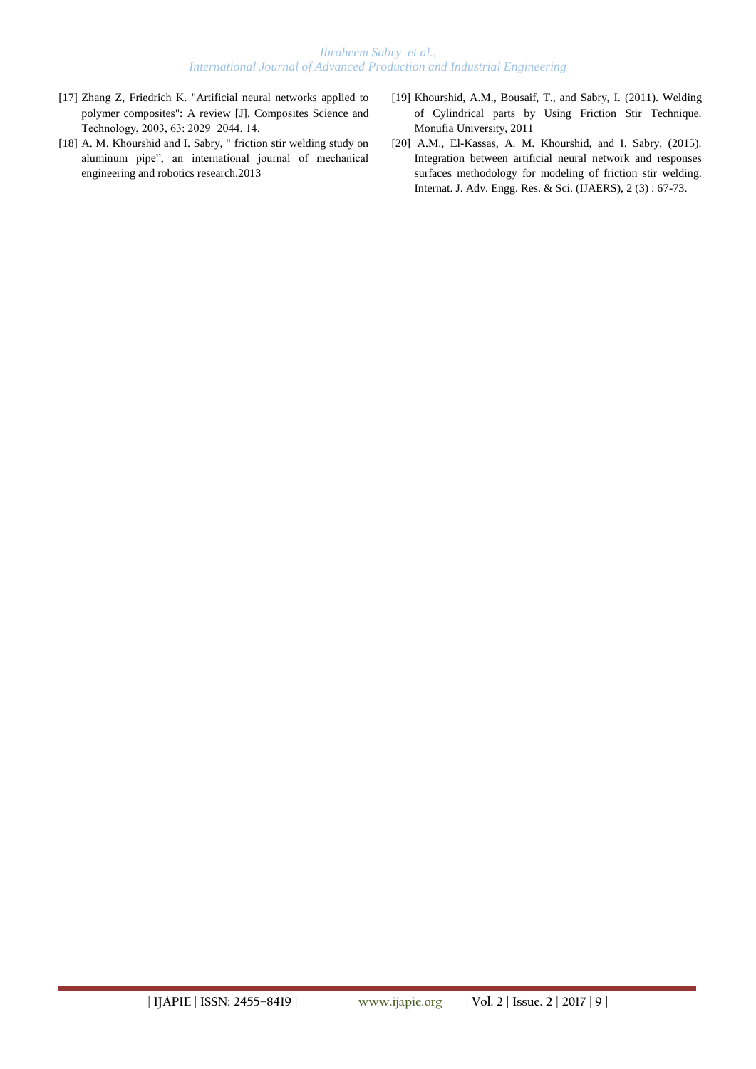[17] Zhang Z, Friedrich K. "Artificial neural networks applied to polymer composites": A review [J]. Composites Science and Technology, 2003, 63: 2029−2044. 14.

[18] A. M. Khourshid and I. Sabry, " friction stir welding study on aluminum pipe", an international journal of mechanical engineering and robotics research.2013

[19] Khourshid, A.M., Bousaif, T., and Sabry, I. (2011). Welding of Cylindrical parts by Using Friction Stir Technique. Monufia University, 2011

[20] A.M., El-Kassas, A. M. Khourshid, and I. Sabry, (2015). Integration between artificial neural network and responses surfaces methodology for modeling of friction stir welding. Internat. J. Adv. Engg. Res. & Sci. (IJAERS), 2 (3) : 67-73.